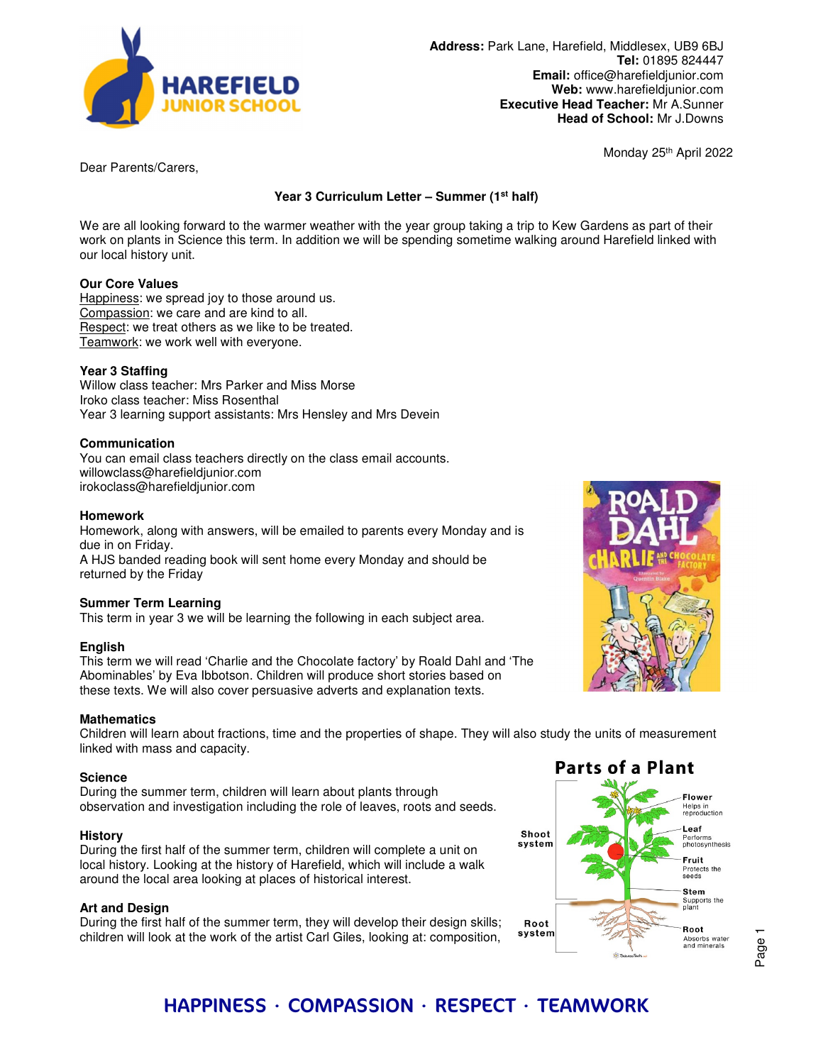**Address:** Park Lane, Harefield, Middlesex, UB9 6BJ
**Tel:** 01895 824447
**Email:** office@harefieldjunior.com
**Web:** www.harefieldjunior.com
**Executive Head Teacher:** Mr A.Sunner
**Head of School:** Mr J.Downs

Monday 25th April 2022

Dear Parents/Carers,

**Year 3 Curriculum Letter – Summer (1st half)**

We are all looking forward to the warmer weather with the year group taking a trip to Kew Gardens as part of their work on plants in Science this term. In addition we will be spending sometime walking around Harefield linked with our local history unit.

**Our Core Values**

Happiness: we spread joy to those around us.
Compassion: we care and are kind to all.
Respect: we treat others as we like to be treated.
Teamwork: we work well with everyone.

**Year 3 Staffing**

Willow class teacher: Mrs Parker and Miss Morse
Iroko class teacher: Miss Rosenthal
Year 3 learning support assistants: Mrs Hensley and Mrs Devein

**Communication**

You can email class teachers directly on the class email accounts.
willowclass@harefieldjunior.com
irokoclass@harefieldjunior.com

**Homework**

Homework, along with answers, will be emailed to parents every Monday and is due in on Friday.
A HJS banded reading book will sent home every Monday and should be returned by the Friday

**Summer Term Learning**

This term in year 3 we will be learning the following in each subject area.

**English**

This term we will read 'Charlie and the Chocolate factory' by Roald Dahl and 'The Abominables' by Eva Ibbotson. Children will produce short stories based on these texts. We will also cover persuasive adverts and explanation texts.

**Mathematics**

Children will learn about fractions, time and the properties of shape. They will also study the units of measurement linked with mass and capacity.

**Science**

During the summer term, children will learn about plants through observation and investigation including the role of leaves, roots and seeds.

**History**

During the first half of the summer term, children will complete a unit on local history. Looking at the history of Harefield, which will include a walk around the local area looking at places of historical interest.

**Art and Design**

During the first half of the summer term, they will develop their design skills; children will look at the work of the artist Carl Giles, looking at: composition,

**HAPPINESS · COMPASSION · RESPECT · TEAMWORK**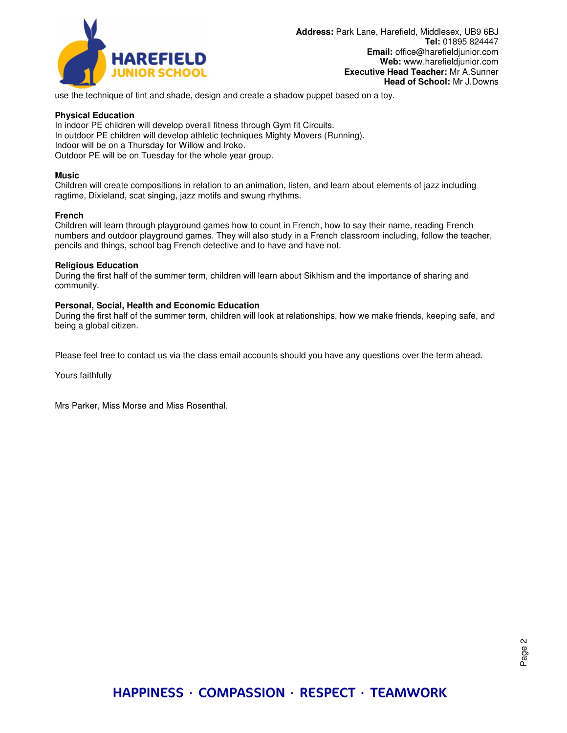use the technique of tint and shade, design and create a shadow puppet based on a toy.

**Physical Education**
In indoor PE children will develop overall fitness through Gym fit Circuits.
In outdoor PE children will develop athletic techniques Mighty Movers (Running).
Indoor will be on a Thursday for Willow and Iroko.
Outdoor PE will be on Tuesday for the whole year group.

**Music**
Children will create compositions in relation to an animation, listen, and learn about elements of jazz including ragtime, Dixieland, scat singing, jazz motifs and swung rhythms.

**French**
Children will learn through playground games how to count in French, how to say their name, reading French numbers and outdoor playground games. They will also study in a French classroom including, follow the teacher, pencils and things, school bag French detective and to have and have not.

**Religious Education**
During the first half of the summer term, children will learn about Sikhism and the importance of sharing and community.

**Personal, Social, Health and Economic Education**
During the first half of the summer term, children will look at relationships, how we make friends, keeping safe, and being a global citizen.

Please feel free to contact us via the class email accounts should you have any questions over the term ahead.

Yours faithfully

Mrs Parker, Miss Morse and Miss Rosenthal.